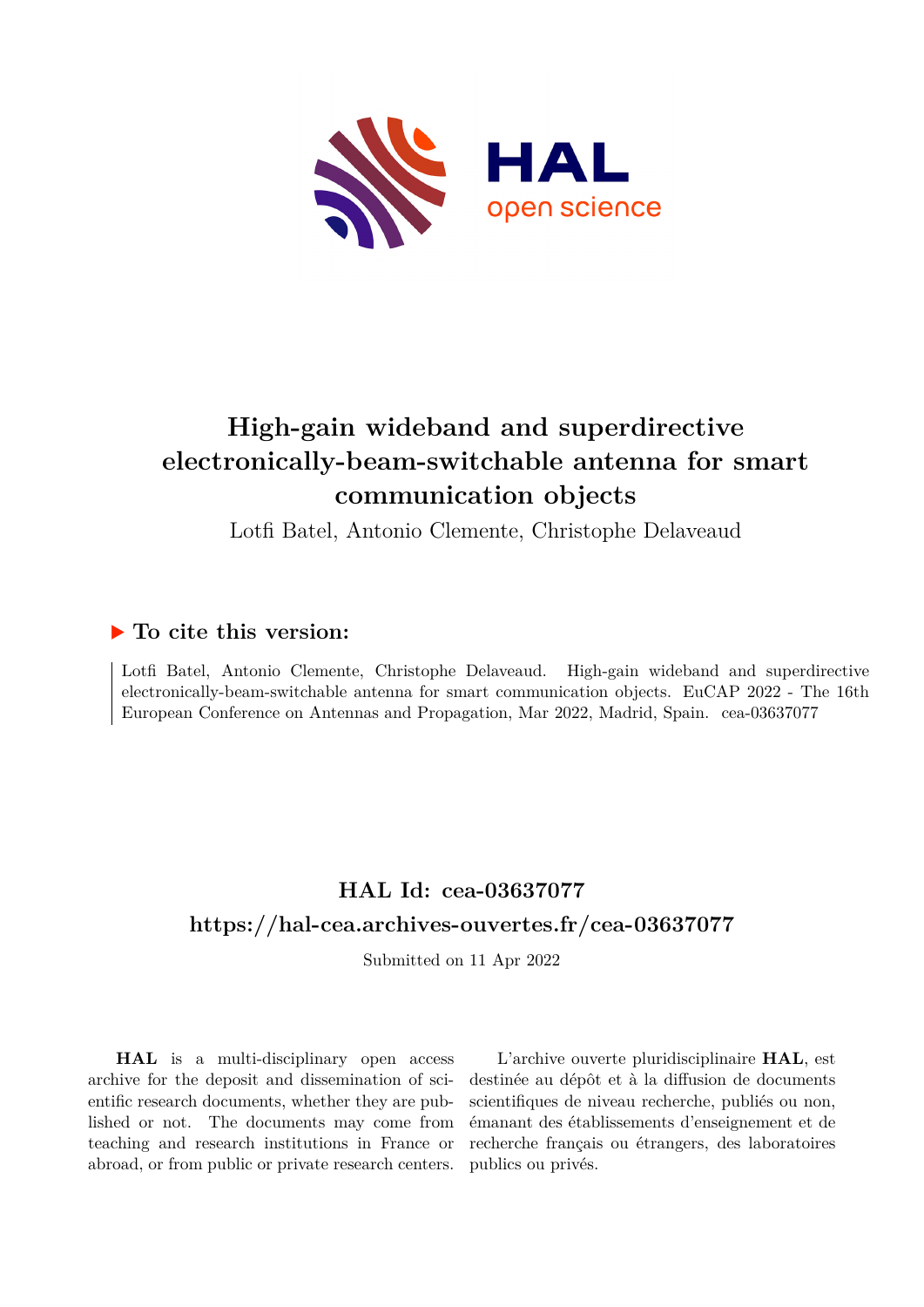# High-gain wideband and superdirective electronically-beam-switchable antenna for smart communication objects

Lotfi Batel, Antonio Clemente, Christophe Delaveaud

## ▶ To cite this version:

Lotfi Batel, Antonio Clemente, Christophe Delaveaud. High-gain wideband and superdirective electronically-beam-switchable antenna for smart communication objects. EuCAP 2022 - The 16th European Conference on Antennas and Propagation, Mar 2022, Madrid, Spain. cea-03637077

## HAL Id: cea-03637077

## https://hal-cea.archives-ouvertes.fr/cea-03637077

Submitted on 11 Apr 2022

**HAL** is a multi-disciplinary open access archive for the deposit and dissemination of scientific research documents, whether they are published or not. The documents may come from teaching and research institutions in France or abroad, or from public or private research centers.

L'archive ouverte pluridisciplinaire **HAL**, est destinée au dépôt et à la diffusion de documents scientifiques de niveau recherche, publiés ou non, émanant des établissements d'enseignement et de recherche français ou étrangers, des laboratoires publics ou privés.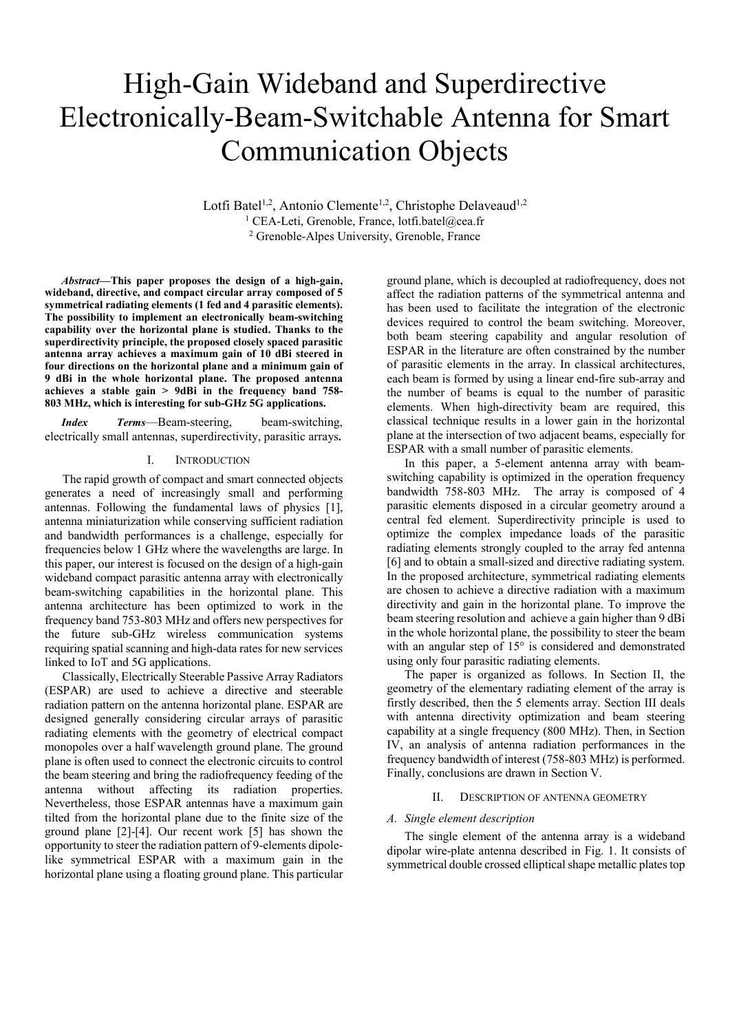# High-Gain Wideband and Superdirective Electronically-Beam-Switchable Antenna for Smart Communication Objects

Lotfi Batel[1,2], Antonio Clemente[1,2], Christophe Delaveaud[1,2]

[1] CEA-Leti, Grenoble, France, lotfi.batel@cea.fr

[2] Grenoble-Alpes University, Grenoble, France

***Abstract*—This paper proposes the design of a high-gain, wideband, directive, and compact circular array composed of 5 symmetrical radiating elements (1 fed and 4 parasitic elements). The possibility to implement an electronically beam-switching capability over the horizontal plane is studied. Thanks to the superdirectivity principle, the proposed closely spaced parasitic antenna array achieves a maximum gain of 10 dBi steered in four directions on the horizontal plane and a minimum gain of 9 dBi in the whole horizontal plane. The proposed antenna achieves a stable gain > 9dBi in the frequency band 758-803 MHz, which is interesting for sub-GHz 5G applications.**

***Index Terms***—Beam-steering, beam-switching, electrically small antennas, superdirectivity, parasitic arrays**.**

## I. Introduction

The rapid growth of compact and smart connected objects generates a need of increasingly small and performing antennas. Following the fundamental laws of physics [1], antenna miniaturization while conserving sufficient radiation and bandwidth performances is a challenge, especially for frequencies below 1 GHz where the wavelengths are large. In this paper, our interest is focused on the design of a high-gain wideband compact parasitic antenna array with electronically beam-switching capabilities in the horizontal plane. This antenna architecture has been optimized to work in the frequency band 753-803 MHz and offers new perspectives for the future sub-GHz wireless communication systems requiring spatial scanning and high-data rates for new services linked to IoT and 5G applications.

Classically, Electrically Steerable Passive Array Radiators (ESPAR) are used to achieve a directive and steerable radiation pattern on the antenna horizontal plane. ESPAR are designed generally considering circular arrays of parasitic radiating elements with the geometry of electrical compact monopoles over a half wavelength ground plane. The ground plane is often used to connect the electronic circuits to control the beam steering and bring the radiofrequency feeding of the antenna without affecting its radiation properties. Nevertheless, those ESPAR antennas have a maximum gain tilted from the horizontal plane due to the finite size of the ground plane [2]-[4]. Our recent work [5] has shown the opportunity to steer the radiation pattern of 9-elements dipole-like symmetrical ESPAR with a maximum gain in the horizontal plane using a floating ground plane. This particular ground plane, which is decoupled at radiofrequency, does not affect the radiation patterns of the symmetrical antenna and has been used to facilitate the integration of the electronic devices required to control the beam switching. Moreover, both beam steering capability and angular resolution of ESPAR in the literature are often constrained by the number of parasitic elements in the array. In classical architectures, each beam is formed by using a linear end-fire sub-array and the number of beams is equal to the number of parasitic elements. When high-directivity beam are required, this classical technique results in a lower gain in the horizontal plane at the intersection of two adjacent beams, especially for ESPAR with a small number of parasitic elements.

In this paper, a 5-element antenna array with beam-switching capability is optimized in the operation frequency bandwidth 758-803 MHz. The array is composed of 4 parasitic elements disposed in a circular geometry around a central fed element. Superdirectivity principle is used to optimize the complex impedance loads of the parasitic radiating elements strongly coupled to the array fed antenna [6] and to obtain a small-sized and directive radiating system. In the proposed architecture, symmetrical radiating elements are chosen to achieve a directive radiation with a maximum directivity and gain in the horizontal plane. To improve the beam steering resolution and achieve a gain higher than 9 dBi in the whole horizontal plane, the possibility to steer the beam with an angular step of 15° is considered and demonstrated using only four parasitic radiating elements.

The paper is organized as follows. In Section II, the geometry of the elementary radiating element of the array is firstly described, then the 5 elements array. Section III deals with antenna directivity optimization and beam steering capability at a single frequency (800 MHz). Then, in Section IV, an analysis of antenna radiation performances in the frequency bandwidth of interest (758-803 MHz) is performed. Finally, conclusions are drawn in Section V.

## II. Description of Antenna Geometry

### *A. Single element description*

The single element of the antenna array is a wideband dipolar wire-plate antenna described in Fig. 1. It consists of symmetrical double crossed elliptical shape metallic plates top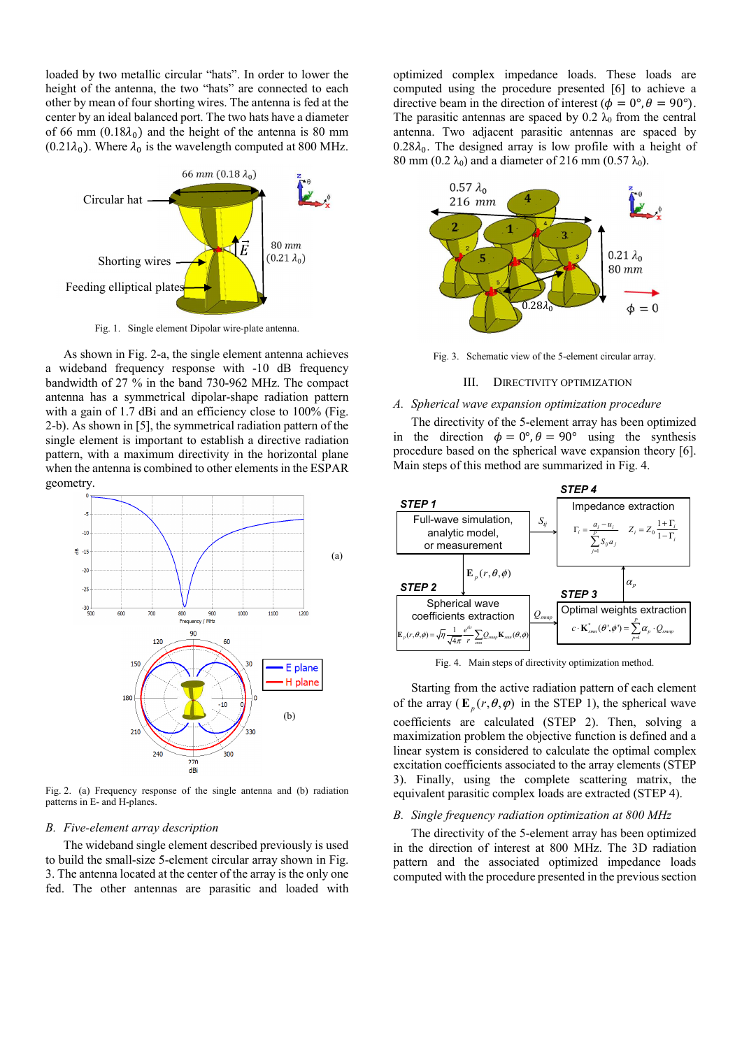loaded by two metallic circular "hats". In order to lower the height of the antenna, the two "hats" are connected to each other by mean of four shorting wires. The antenna is fed at the center by an ideal balanced port. The two hats have a diameter of 66 mm ($0.18\lambda_0$) and the height of the antenna is 80 mm ($0.21\lambda_0$). Where $\lambda_0$ is the wavelength computed at 800 MHz.

Fig. 1. Single element Dipolar wire-plate antenna.

As shown in Fig. 2-a, the single element antenna achieves a wideband frequency response with -10 dB frequency bandwidth of 27 % in the band 730-962 MHz. The compact antenna has a symmetrical dipolar-shape radiation pattern with a gain of 1.7 dBi and an efficiency close to 100% (Fig. 2-b). As shown in [5], the symmetrical radiation pattern of the single element is important to establish a directive radiation pattern, with a maximum directivity in the horizontal plane when the antenna is combined to other elements in the ESPAR geometry.

Fig. 2. (a) Frequency response of the single antenna and (b) radiation patterns in E- and H-planes.

## B. Five-element array description

The wideband single element described previously is used to build the small-size 5-element circular array shown in Fig. 3. The antenna located at the center of the array is the only one fed. The other antennas are parasitic and loaded with optimized complex impedance loads. These loads are computed using the procedure presented [6] to achieve a directive beam in the direction of interest ($\phi = 0°, \theta = 90°$). The parasitic antennas are spaced by 0.2 $\lambda_0$ from the central antenna. Two adjacent parasitic antennas are spaced by $0.28\lambda_0$. The designed array is low profile with a height of 80 mm (0.2 $\lambda_0$) and a diameter of 216 mm (0.57 $\lambda_0$).

Fig. 3. Schematic view of the 5-element circular array.

# III. Directivity Optimization

## A. Spherical wave expansion optimization procedure

The directivity of the 5-element array has been optimized in the direction $\phi = 0°, \theta = 90°$ using the synthesis procedure based on the spherical wave expansion theory [6]. Main steps of this method are summarized in Fig. 4.

Fig. 4. Main steps of directivity optimization method.

Starting from the active radiation pattern of each element of the array ($\mathbf{E}_p(r,\theta,\varphi)$ in the STEP 1), the spherical wave coefficients are calculated (STEP 2). Then, solving a maximization problem the objective function is defined and a linear system is considered to calculate the optimal complex excitation coefficients associated to the array elements (STEP 3). Finally, using the complete scattering matrix, the equivalent parasitic complex loads are extracted (STEP 4).

## B. Single frequency radiation optimization at 800 MHz

The directivity of the 5-element array has been optimized in the direction of interest at 800 MHz. The 3D radiation pattern and the associated optimized impedance loads computed with the procedure presented in the previous section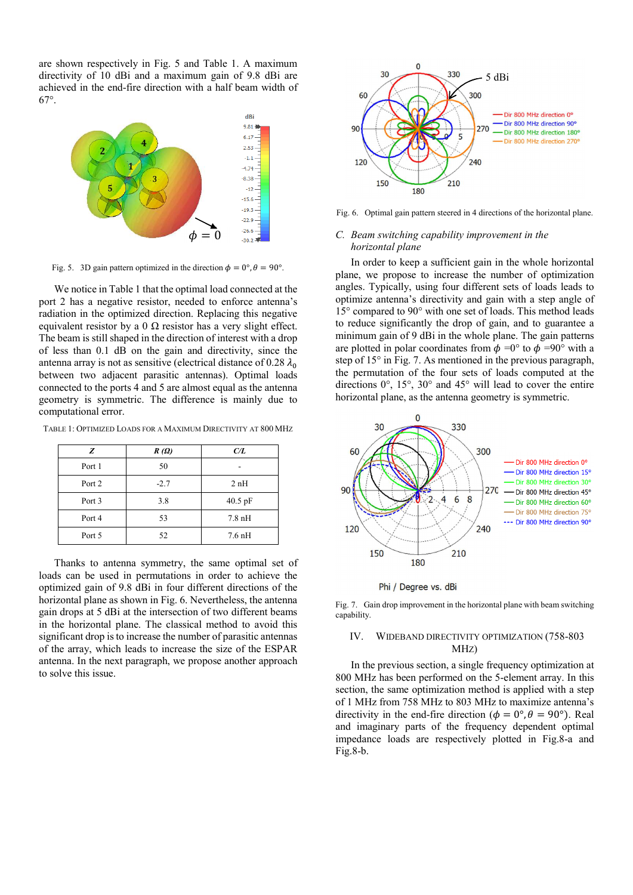are shown respectively in Fig. 5 and Table 1. A maximum directivity of 10 dBi and a maximum gain of 9.8 dBi are achieved in the end-fire direction with a half beam width of 67°.

Fig. 5. 3D gain pattern optimized in the direction $\phi = 0°, \theta = 90°$.

We notice in Table 1 that the optimal load connected at the port 2 has a negative resistor, needed to enforce antenna's radiation in the optimized direction. Replacing this negative equivalent resistor by a 0 Ω resistor has a very slight effect. The beam is still shaped in the direction of interest with a drop of less than 0.1 dB on the gain and directivity, since the antenna array is not as sensitive (electrical distance of 0.28 $\lambda_0$ between two adjacent parasitic antennas). Optimal loads connected to the ports 4 and 5 are almost equal as the antenna geometry is symmetric. The difference is mainly due to computational error.

TABLE 1: OPTIMIZED LOADS FOR A MAXIMUM DIRECTIVITY AT 800 MHZ

| *Z* | *R (Ω)* | *C/L* |
|---|---|---|
| Port 1 | 50 | - |
| Port 2 | -2.7 | 2 nH |
| Port 3 | 3.8 | 40.5 pF |
| Port 4 | 53 | 7.8 nH |
| Port 5 | 52 | 7.6 nH |

Thanks to antenna symmetry, the same optimal set of loads can be used in permutations in order to achieve the optimized gain of 9.8 dBi in four different directions of the horizontal plane as shown in Fig. 6. Nevertheless, the antenna gain drops at 5 dBi at the intersection of two different beams in the horizontal plane. The classical method to avoid this significant drop is to increase the number of parasitic antennas of the array, which leads to increase the size of the ESPAR antenna. In the next paragraph, we propose another approach to solve this issue.

Fig. 6. Optimal gain pattern steered in 4 directions of the horizontal plane.

### C. *Beam switching capability improvement in the horizontal plane*

In order to keep a sufficient gain in the whole horizontal plane, we propose to increase the number of optimization angles. Typically, using four different sets of loads leads to optimize antenna's directivity and gain with a step angle of 15° compared to 90° with one set of loads. This method leads to reduce significantly the drop of gain, and to guarantee a minimum gain of 9 dBi in the whole plane. The gain patterns are plotted in polar coordinates from $\phi$ =0° to $\phi$ =90° with a step of 15° in Fig. 7. As mentioned in the previous paragraph, the permutation of the four sets of loads computed at the directions 0°, 15°, 30° and 45° will lead to cover the entire horizontal plane, as the antenna geometry is symmetric.

Fig. 7. Gain drop improvement in the horizontal plane with beam switching capability.

## IV. WIDEBAND DIRECTIVITY OPTIMIZATION (758-803 MHZ)

In the previous section, a single frequency optimization at 800 MHz has been performed on the 5-element array. In this section, the same optimization method is applied with a step of 1 MHz from 758 MHz to 803 MHz to maximize antenna's directivity in the end-fire direction ($\phi = 0°, \theta = 90°$). Real and imaginary parts of the frequency dependent optimal impedance loads are respectively plotted in Fig.8-a and Fig.8-b.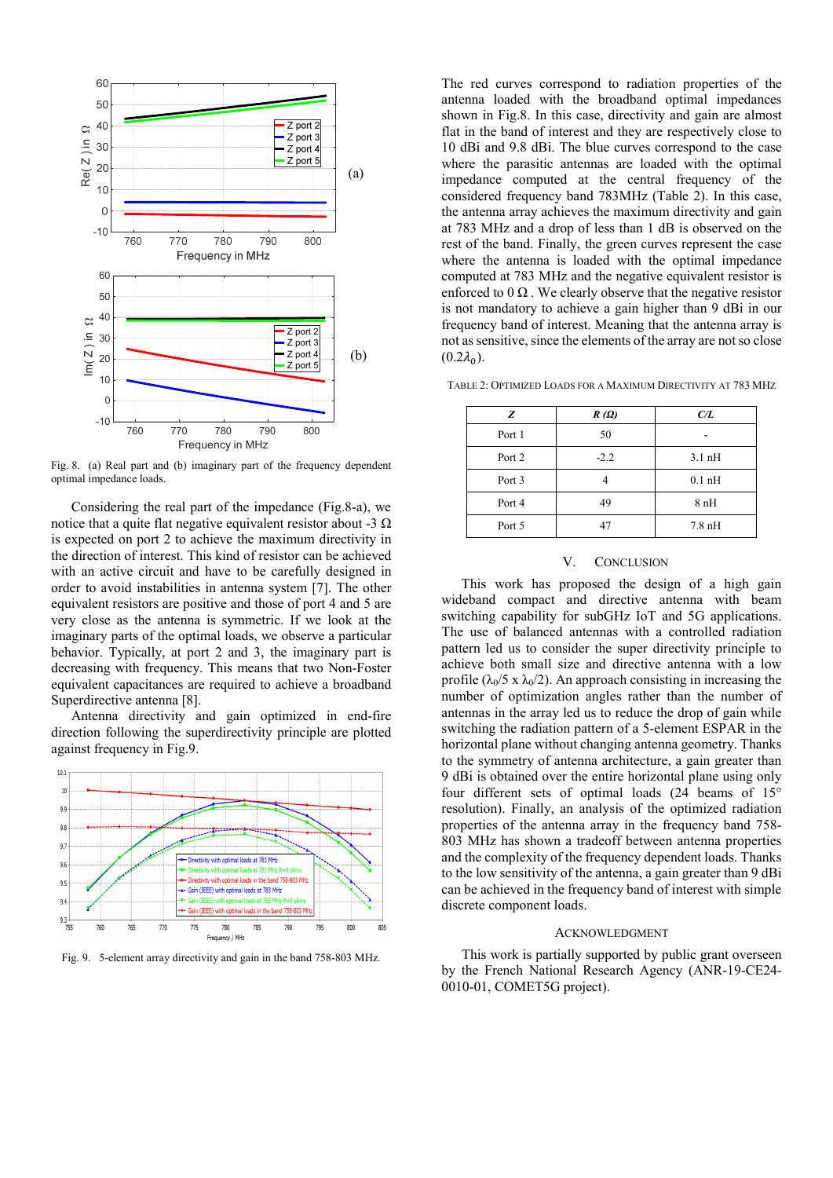Fig. 8. (a) Real part and (b) imaginary part of the frequency dependent optimal impedance loads.

Considering the real part of the impedance (Fig.8-a), we notice that a quite flat negative equivalent resistor about -3 Ω is expected on port 2 to achieve the maximum directivity in the direction of interest. This kind of resistor can be achieved with an active circuit and have to be carefully designed in order to avoid instabilities in antenna system [7]. The other equivalent resistors are positive and those of port 4 and 5 are very close as the antenna is symmetric. If we look at the imaginary parts of the optimal loads, we observe a particular behavior. Typically, at port 2 and 3, the imaginary part is decreasing with frequency. This means that two Non-Foster equivalent capacitances are required to achieve a broadband Superdirective antenna [8].

Antenna directivity and gain optimized in end-fire direction following the superdirectivity principle are plotted against frequency in Fig.9.

Fig. 9. 5-element array directivity and gain in the band 758-803 MHz.

The red curves correspond to radiation properties of the antenna loaded with the broadband optimal impedances shown in Fig.8. In this case, directivity and gain are almost flat in the band of interest and they are respectively close to 10 dBi and 9.8 dBi. The blue curves correspond to the case where the parasitic antennas are loaded with the optimal impedance computed at the central frequency of the considered frequency band 783MHz (Table 2). In this case, the antenna array achieves the maximum directivity and gain at 783 MHz and a drop of less than 1 dB is observed on the rest of the band. Finally, the green curves represent the case where the antenna is loaded with the optimal impedance computed at 783 MHz and the negative equivalent resistor is enforced to 0 Ω. We clearly observe that the negative resistor is not mandatory to achieve a gain higher than 9 dBi in our frequency band of interest. Meaning that the antenna array is not as sensitive, since the elements of the array are not so close ($0.2\lambda_0$).

TABLE 2: OPTIMIZED LOADS FOR A MAXIMUM DIRECTIVITY AT 783 MHZ

| *Z* | *R (Ω)* | *C/L* |
|---|---|---|
| Port 1 | 50 | - |
| Port 2 | -2.2 | 3.1 nH |
| Port 3 | 4 | 0.1 nH |
| Port 4 | 49 | 8 nH |
| Port 5 | 47 | 7.8 nH |

## V. CONCLUSION

This work has proposed the design of a high gain wideband compact and directive antenna with beam switching capability for subGHz IoT and 5G applications. The use of balanced antennas with a controlled radiation pattern led us to consider the super directivity principle to achieve both small size and directive antenna with a low profile ($\lambda_0/5$ x $\lambda_0/2$). An approach consisting in increasing the number of optimization angles rather than the number of antennas in the array led us to reduce the drop of gain while switching the radiation pattern of a 5-element ESPAR in the horizontal plane without changing antenna geometry. Thanks to the symmetry of antenna architecture, a gain greater than 9 dBi is obtained over the entire horizontal plane using only four different sets of optimal loads (24 beams of 15° resolution). Finally, an analysis of the optimized radiation properties of the antenna array in the frequency band 758-803 MHz has shown a tradeoff between antenna properties and the complexity of the frequency dependent loads. Thanks to the low sensitivity of the antenna, a gain greater than 9 dBi can be achieved in the frequency band of interest with simple discrete component loads.

## ACKNOWLEDGMENT

This work is partially supported by public grant overseen by the French National Research Agency (ANR-19-CE24-0010-01, COMET5G project).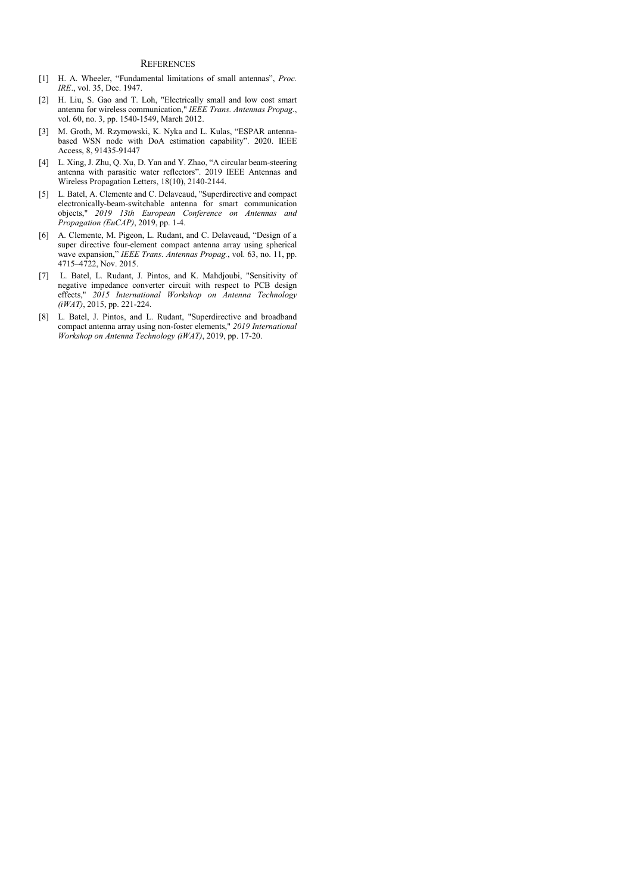## REFERENCES

[1] H. A. Wheeler, “Fundamental limitations of small antennas”, *Proc. IRE.*, vol. 35, Dec. 1947.

[2] H. Liu, S. Gao and T. Loh, "Electrically small and low cost smart antenna for wireless communication," *IEEE Trans. Antennas Propag.*, vol. 60, no. 3, pp. 1540-1549, March 2012.

[3] M. Groth, M. Rzymowski, K. Nyka and L. Kulas, “ESPAR antenna-based WSN node with DoA estimation capability”. 2020. IEEE Access, 8, 91435-91447

[4] L. Xing, J. Zhu, Q. Xu, D. Yan and Y. Zhao, “A circular beam-steering antenna with parasitic water reflectors”. 2019 IEEE Antennas and Wireless Propagation Letters, 18(10), 2140-2144.

[5] L. Batel, A. Clemente and C. Delaveaud, "Superdirective and compact electronically-beam-switchable antenna for smart communication objects," *2019 13th European Conference on Antennas and Propagation (EuCAP)*, 2019, pp. 1-4.

[6] A. Clemente, M. Pigeon, L. Rudant, and C. Delaveaud, “Design of a super directive four-element compact antenna array using spherical wave expansion,” *IEEE Trans. Antennas Propag.*, vol. 63, no. 11, pp. 4715–4722, Nov. 2015.

[7] L. Batel, L. Rudant, J. Pintos, and K. Mahdjoubi, "Sensitivity of negative impedance converter circuit with respect to PCB design effects," *2015 International Workshop on Antenna Technology (iWAT)*, 2015, pp. 221-224.

[8] L. Batel, J. Pintos, and L. Rudant, "Superdirective and broadband compact antenna array using non-foster elements," *2019 International Workshop on Antenna Technology (iWAT)*, 2019, pp. 17-20.